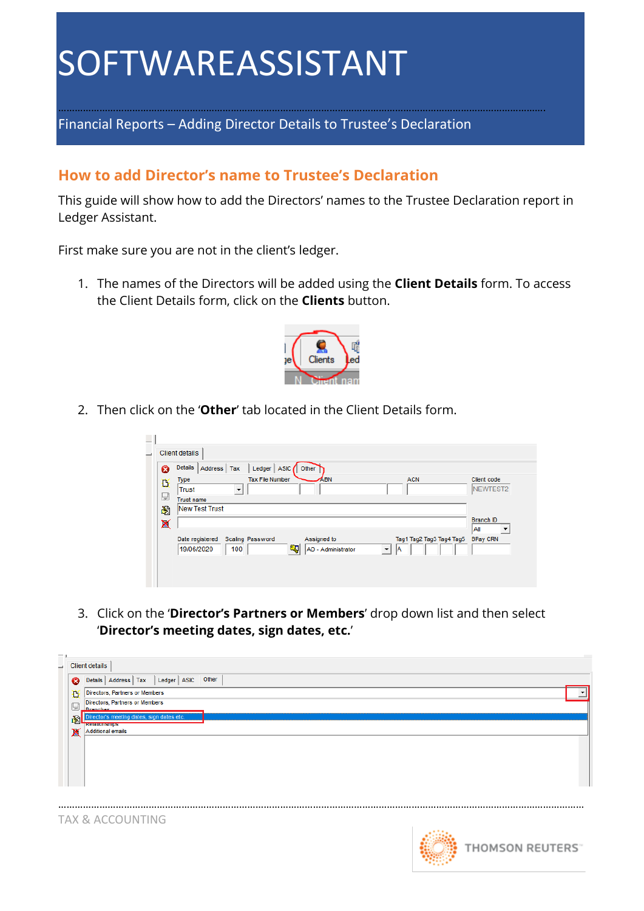# SOFTWAREASSISTANT

Financial Reports – Adding Director Details to Trustee's Declaration

## How to add Director's name to Trustee's Declaration

This guide will show how to add the Directors' names to the Trustee Declaration report in Ledger Assistant.

First make sure you are not in the client's ledger.

1. The names of the Directors will be added using the **Client Details** form. To access the Client Details form, click on the **Clients** button.

2. Then click on the '**Other**' tab located in the Client Details form.

3. Click on the '**Director's Partners or Members**' drop down list and then select '**Director's meeting dates, sign dates, etc.**'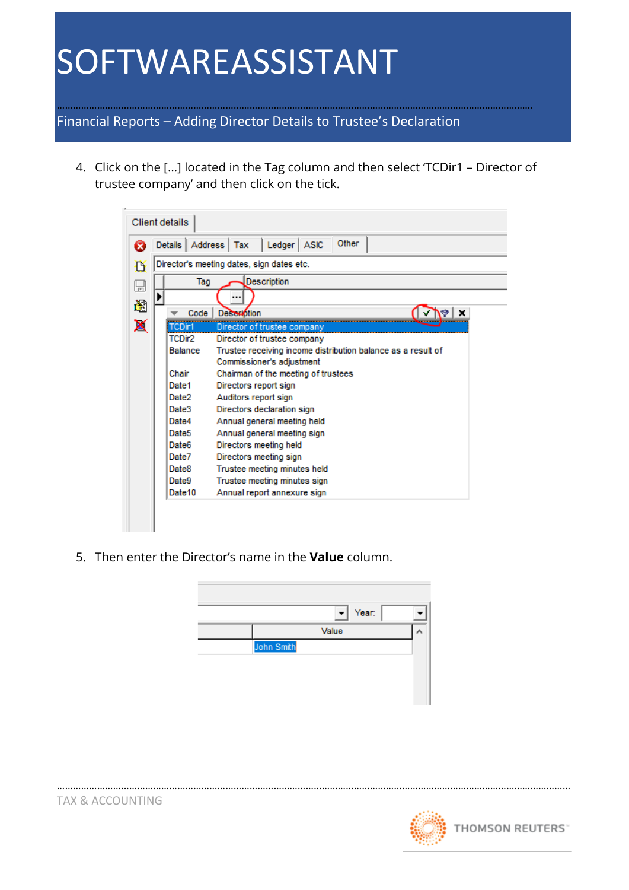4. Click on the […] located in the Tag column and then select 'TCDir1 – Director of trustee company' and then click on the tick.

5. Then enter the Director's name in the **Value** column.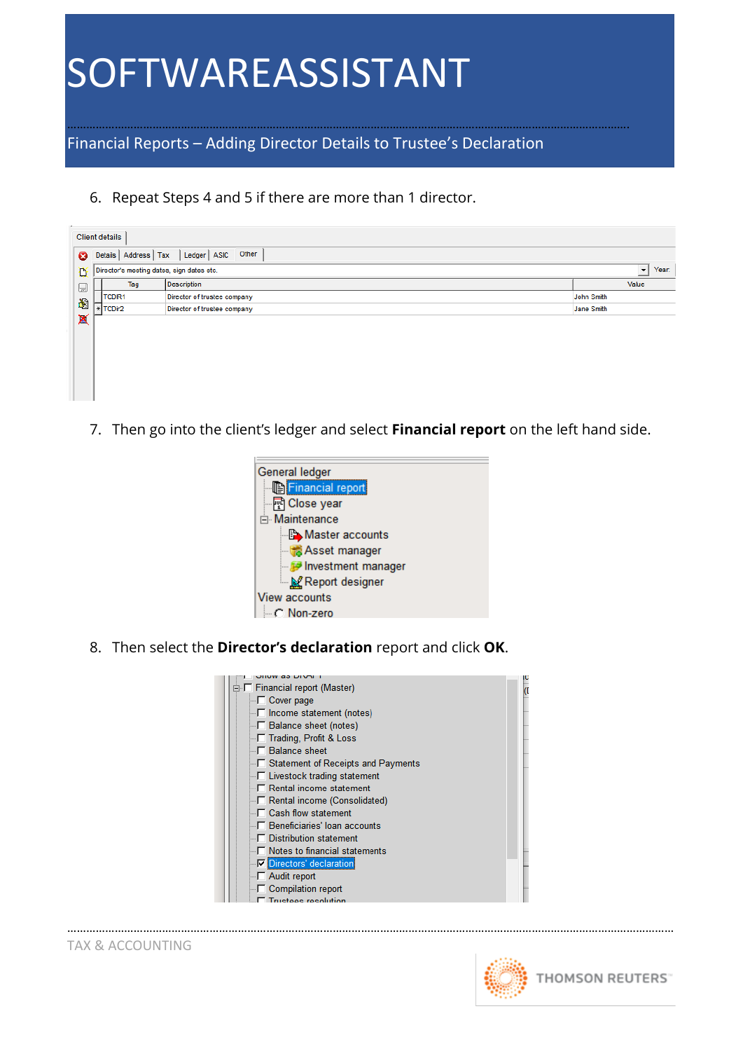6. Repeat Steps 4 and 5 if there are more than 1 director.

Client details

Details | Address | Tax | Ledger | ASIC | Other

Director's meeting dates, sign dates etc. Year

| Tag | Description | Value |
|---|---|---|
| TCDR1 | Director of trustee company | John Smith |
| TCDir2 | Director of trustee company | Jane Smith |

7. Then go into the client's ledger and select **Financial report** on the left hand side.

General ledger
- Financial report
- Close year
- Maintenance
  - Master accounts
  - Asset manager
  - Investment manager
  - Report designer

View accounts
- Non-zero

8. Then select the **Director's declaration** report and click **OK**.

- Financial report (Master)
  - Cover page
  - Income statement (notes)
  - Balance sheet (notes)
  - Trading, Profit & Loss
  - Balance sheet
  - Statement of Receipts and Payments
  - Livestock trading statement
  - Rental income statement
  - Rental income (Consolidated)
  - Cash flow statement
  - Beneficiaries' loan accounts
  - Distribution statement
  - Notes to financial statements
  - Directors' declaration
  - Audit report
  - Compilation report
  - Trustees resolution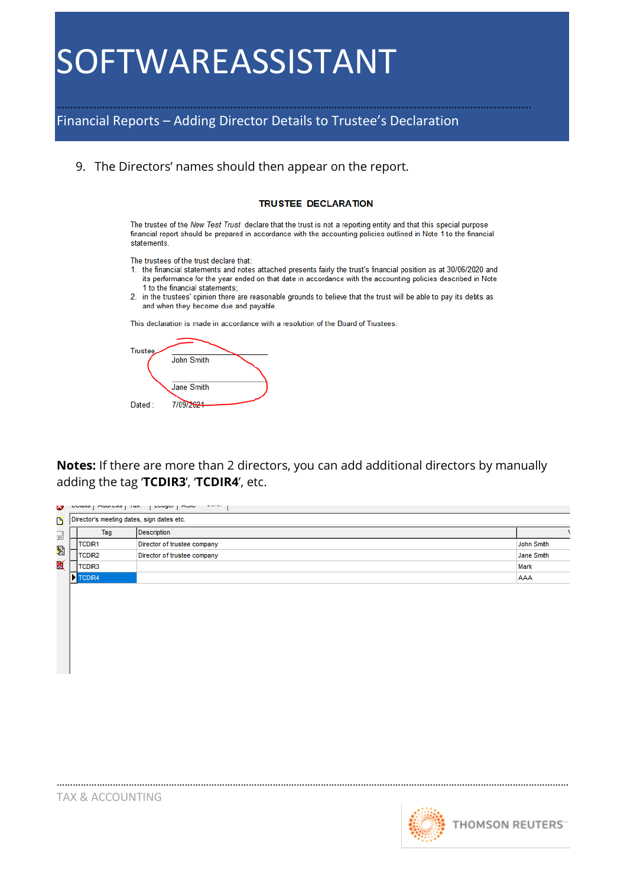9. The Directors' names should then appear on the report.

**TRUSTEE DECLARATION**

The trustee of the *New Test Trust* declare that the trust is not a reporting entity and that this special purpose financial report should be prepared in accordance with the accounting policies outlined in Note 1 to the financial statements.

The trustees of the trust declare that:

1. the financial statements and notes attached presents fairly the trust's financial position as at 30/06/2020 and its performance for the year ended on that date in accordance with the accounting policies described in Note 1 to the financial statements;
2. in the trustees' opinion there are reasonable grounds to believe that the trust will be able to pay its debts as and when they become due and payable.

This declaration is made in accordance with a resolution of the Board of Trustees.

Trustee :

John Smith

Jane Smith

Dated : 7/09/2021

**Notes:** If there are more than 2 directors, you can add additional directors by manually adding the tag '**TCDIR3**', '**TCDIR4**', etc.

Director's meeting dates, sign dates etc.

| Tag | Description | V |
|---|---|---|
| TCDIR1 | Director of trustee company | John Smith |
| TCDIR2 | Director of trustee company | Jane Smith |
| TCDIR3 | | Mark |
| TCDIR4 | | AAA |